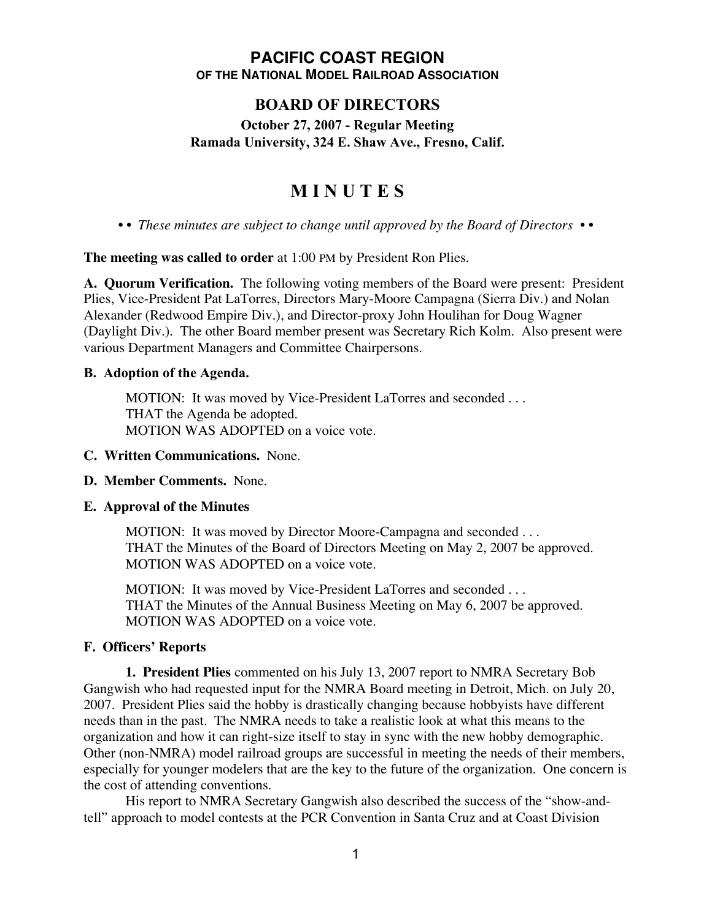# PACIFIC COAST REGION

### OF THE NATIONAL MODEL RAILROAD ASSOCIATION

## BOARD OF DIRECTORS

**October 27, 2007 - Regular Meeting**
**Ramada University, 324 E. Shaw Ave., Fresno, Calif.**

# M I N U T E S

*• • These minutes are subject to change until approved by the Board of Directors • •*

**The meeting was called to order** at 1:00 PM by President Ron Plies.

**A. Quorum Verification.** The following voting members of the Board were present: President Plies, Vice-President Pat LaTorres, Directors Mary-Moore Campagna (Sierra Div.) and Nolan Alexander (Redwood Empire Div.), and Director-proxy John Houlihan for Doug Wagner (Daylight Div.). The other Board member present was Secretary Rich Kolm. Also present were various Department Managers and Committee Chairpersons.

**B. Adoption of the Agenda.**

MOTION: It was moved by Vice-President LaTorres and seconded . . .
THAT the Agenda be adopted.
MOTION WAS ADOPTED on a voice vote.

**C. Written Communications.** None.

**D. Member Comments.** None.

**E. Approval of the Minutes**

MOTION: It was moved by Director Moore-Campagna and seconded . . .
THAT the Minutes of the Board of Directors Meeting on May 2, 2007 be approved.
MOTION WAS ADOPTED on a voice vote.

MOTION: It was moved by Vice-President LaTorres and seconded . . .
THAT the Minutes of the Annual Business Meeting on May 6, 2007 be approved.
MOTION WAS ADOPTED on a voice vote.

**F. Officers' Reports**

**1. President Plies** commented on his July 13, 2007 report to NMRA Secretary Bob Gangwish who had requested input for the NMRA Board meeting in Detroit, Mich. on July 20, 2007. President Plies said the hobby is drastically changing because hobbyists have different needs than in the past. The NMRA needs to take a realistic look at what this means to the organization and how it can right-size itself to stay in sync with the new hobby demographic. Other (non-NMRA) model railroad groups are successful in meeting the needs of their members, especially for younger modelers that are the key to the future of the organization. One concern is the cost of attending conventions.

His report to NMRA Secretary Gangwish also described the success of the "show-and-tell" approach to model contests at the PCR Convention in Santa Cruz and at Coast Division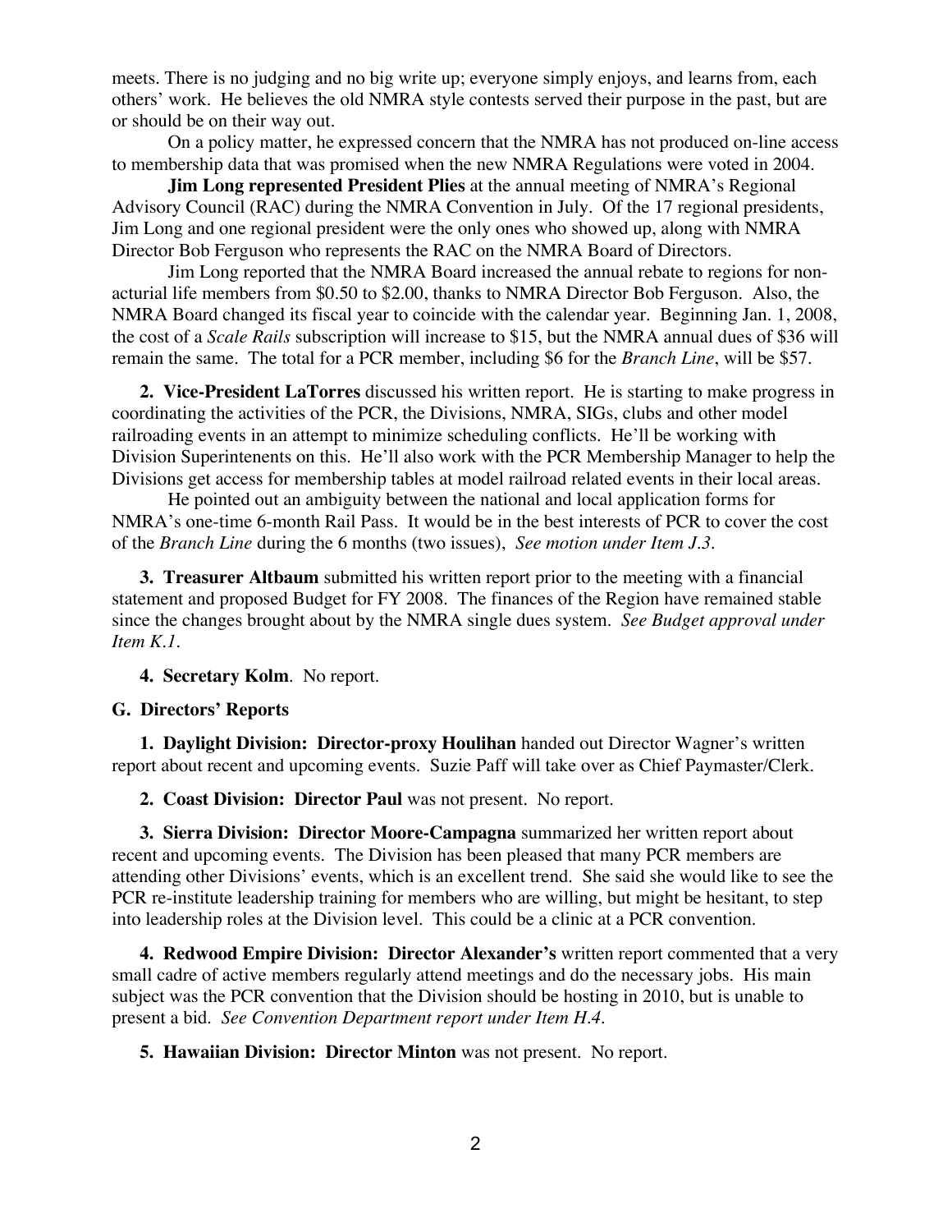meets. There is no judging and no big write up; everyone simply enjoys, and learns from, each others' work. He believes the old NMRA style contests served their purpose in the past, but are or should be on their way out.

On a policy matter, he expressed concern that the NMRA has not produced on-line access to membership data that was promised when the new NMRA Regulations were voted in 2004.

**Jim Long represented President Plies** at the annual meeting of NMRA's Regional Advisory Council (RAC) during the NMRA Convention in July. Of the 17 regional presidents, Jim Long and one regional president were the only ones who showed up, along with NMRA Director Bob Ferguson who represents the RAC on the NMRA Board of Directors.

Jim Long reported that the NMRA Board increased the annual rebate to regions for non-acturial life members from \$0.50 to \$2.00, thanks to NMRA Director Bob Ferguson. Also, the NMRA Board changed its fiscal year to coincide with the calendar year. Beginning Jan. 1, 2008, the cost of a *Scale Rails* subscription will increase to \$15, but the NMRA annual dues of \$36 will remain the same. The total for a PCR member, including \$6 for the *Branch Line*, will be \$57.

**2. Vice-President LaTorres** discussed his written report. He is starting to make progress in coordinating the activities of the PCR, the Divisions, NMRA, SIGs, clubs and other model railroading events in an attempt to minimize scheduling conflicts. He'll be working with Division Superintenents on this. He'll also work with the PCR Membership Manager to help the Divisions get access for membership tables at model railroad related events in their local areas.

He pointed out an ambiguity between the national and local application forms for NMRA's one-time 6-month Rail Pass. It would be in the best interests of PCR to cover the cost of the *Branch Line* during the 6 months (two issues), *See motion under Item J.3*.

**3. Treasurer Altbaum** submitted his written report prior to the meeting with a financial statement and proposed Budget for FY 2008. The finances of the Region have remained stable since the changes brought about by the NMRA single dues system. *See Budget approval under Item K.1*.

**4. Secretary Kolm**. No report.

**G. Directors' Reports**

**1. Daylight Division: Director-proxy Houlihan** handed out Director Wagner's written report about recent and upcoming events. Suzie Paff will take over as Chief Paymaster/Clerk.

**2. Coast Division: Director Paul** was not present. No report.

**3. Sierra Division: Director Moore-Campagna** summarized her written report about recent and upcoming events. The Division has been pleased that many PCR members are attending other Divisions' events, which is an excellent trend. She said she would like to see the PCR re-institute leadership training for members who are willing, but might be hesitant, to step into leadership roles at the Division level. This could be a clinic at a PCR convention.

**4. Redwood Empire Division: Director Alexander's** written report commented that a very small cadre of active members regularly attend meetings and do the necessary jobs. His main subject was the PCR convention that the Division should be hosting in 2010, but is unable to present a bid. *See Convention Department report under Item H.4*.

**5. Hawaiian Division: Director Minton** was not present. No report.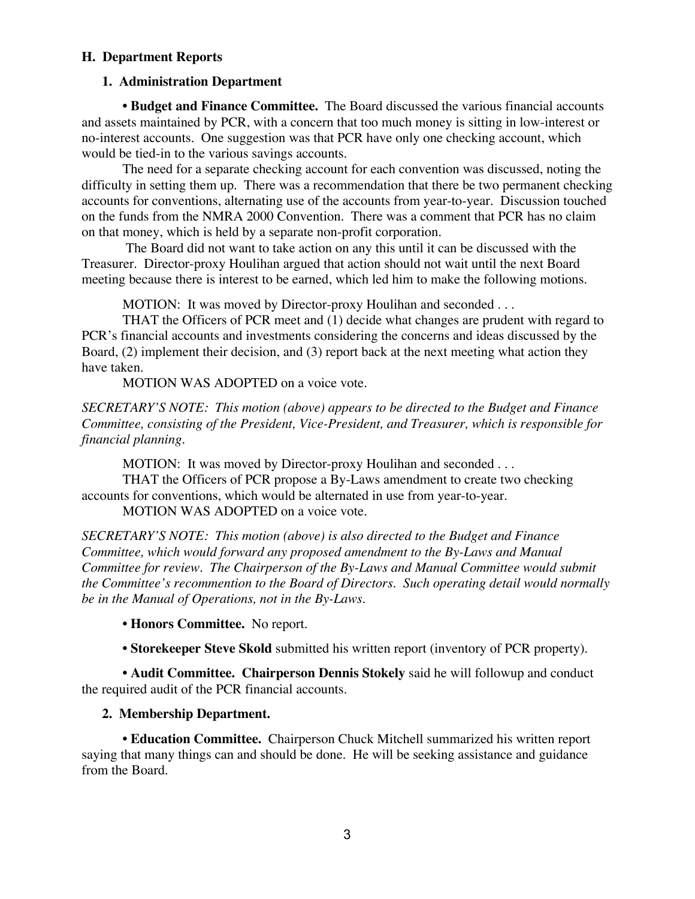### H. Department Reports

#### 1. Administration Department

• **Budget and Finance Committee.** The Board discussed the various financial accounts and assets maintained by PCR, with a concern that too much money is sitting in low-interest or no-interest accounts. One suggestion was that PCR have only one checking account, which would be tied-in to the various savings accounts.

The need for a separate checking account for each convention was discussed, noting the difficulty in setting them up. There was a recommendation that there be two permanent checking accounts for conventions, alternating use of the accounts from year-to-year. Discussion touched on the funds from the NMRA 2000 Convention. There was a comment that PCR has no claim on that money, which is held by a separate non-profit corporation.

The Board did not want to take action on any this until it can be discussed with the Treasurer. Director-proxy Houlihan argued that action should not wait until the next Board meeting because there is interest to be earned, which led him to make the following motions.

MOTION: It was moved by Director-proxy Houlihan and seconded . . .

THAT the Officers of PCR meet and (1) decide what changes are prudent with regard to PCR's financial accounts and investments considering the concerns and ideas discussed by the Board, (2) implement their decision, and (3) report back at the next meeting what action they have taken.

MOTION WAS ADOPTED on a voice vote.

*SECRETARY'S NOTE: This motion (above) appears to be directed to the Budget and Finance Committee, consisting of the President, Vice-President, and Treasurer, which is responsible for financial planning.*

MOTION: It was moved by Director-proxy Houlihan and seconded . . .

THAT the Officers of PCR propose a By-Laws amendment to create two checking accounts for conventions, which would be alternated in use from year-to-year.

MOTION WAS ADOPTED on a voice vote.

*SECRETARY'S NOTE: This motion (above) is also directed to the Budget and Finance Committee, which would forward any proposed amendment to the By-Laws and Manual Committee for review. The Chairperson of the By-Laws and Manual Committee would submit the Committee's recommention to the Board of Directors. Such operating detail would normally be in the Manual of Operations, not in the By-Laws.*

• **Honors Committee.** No report.

• **Storekeeper Steve Skold** submitted his written report (inventory of PCR property).

• **Audit Committee. Chairperson Dennis Stokely** said he will followup and conduct the required audit of the PCR financial accounts.

#### 2. Membership Department.

• **Education Committee.** Chairperson Chuck Mitchell summarized his written report saying that many things can and should be done. He will be seeking assistance and guidance from the Board.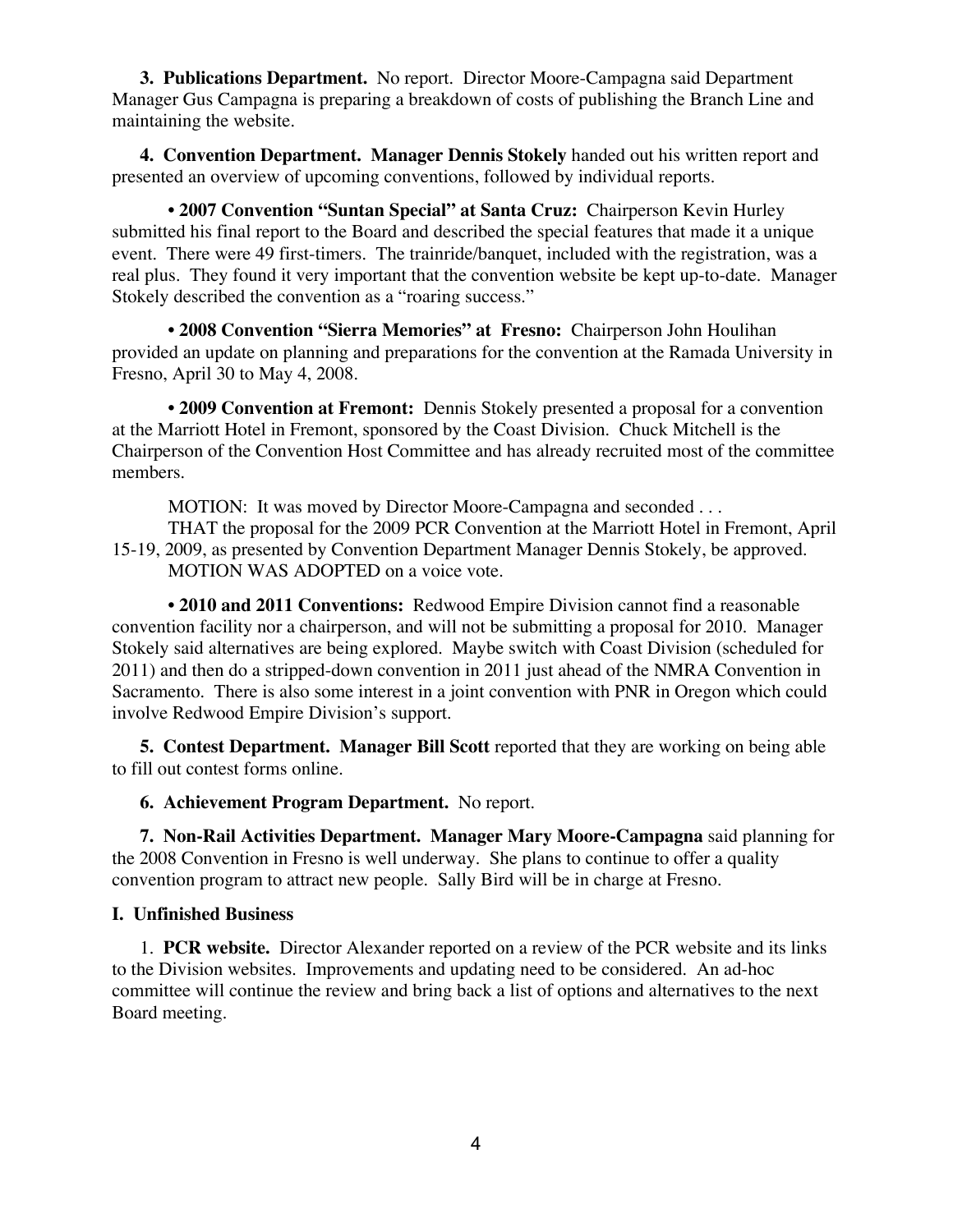**3. Publications Department.** No report. Director Moore-Campagna said Department Manager Gus Campagna is preparing a breakdown of costs of publishing the Branch Line and maintaining the website.

**4. Convention Department. Manager Dennis Stokely** handed out his written report and presented an overview of upcoming conventions, followed by individual reports.

• **2007 Convention "Suntan Special" at Santa Cruz:** Chairperson Kevin Hurley submitted his final report to the Board and described the special features that made it a unique event. There were 49 first-timers. The trainride/banquet, included with the registration, was a real plus. They found it very important that the convention website be kept up-to-date. Manager Stokely described the convention as a "roaring success."

• **2008 Convention "Sierra Memories" at Fresno:** Chairperson John Houlihan provided an update on planning and preparations for the convention at the Ramada University in Fresno, April 30 to May 4, 2008.

• **2009 Convention at Fremont:** Dennis Stokely presented a proposal for a convention at the Marriott Hotel in Fremont, sponsored by the Coast Division. Chuck Mitchell is the Chairperson of the Convention Host Committee and has already recruited most of the committee members.

MOTION: It was moved by Director Moore-Campagna and seconded . . .
THAT the proposal for the 2009 PCR Convention at the Marriott Hotel in Fremont, April 15-19, 2009, as presented by Convention Department Manager Dennis Stokely, be approved.
MOTION WAS ADOPTED on a voice vote.

• **2010 and 2011 Conventions:** Redwood Empire Division cannot find a reasonable convention facility nor a chairperson, and will not be submitting a proposal for 2010. Manager Stokely said alternatives are being explored. Maybe switch with Coast Division (scheduled for 2011) and then do a stripped-down convention in 2011 just ahead of the NMRA Convention in Sacramento. There is also some interest in a joint convention with PNR in Oregon which could involve Redwood Empire Division's support.

**5. Contest Department. Manager Bill Scott** reported that they are working on being able to fill out contest forms online.

**6. Achievement Program Department.** No report.

**7. Non-Rail Activities Department. Manager Mary Moore-Campagna** said planning for the 2008 Convention in Fresno is well underway. She plans to continue to offer a quality convention program to attract new people. Sally Bird will be in charge at Fresno.

**I. Unfinished Business**

1. **PCR website.** Director Alexander reported on a review of the PCR website and its links to the Division websites. Improvements and updating need to be considered. An ad-hoc committee will continue the review and bring back a list of options and alternatives to the next Board meeting.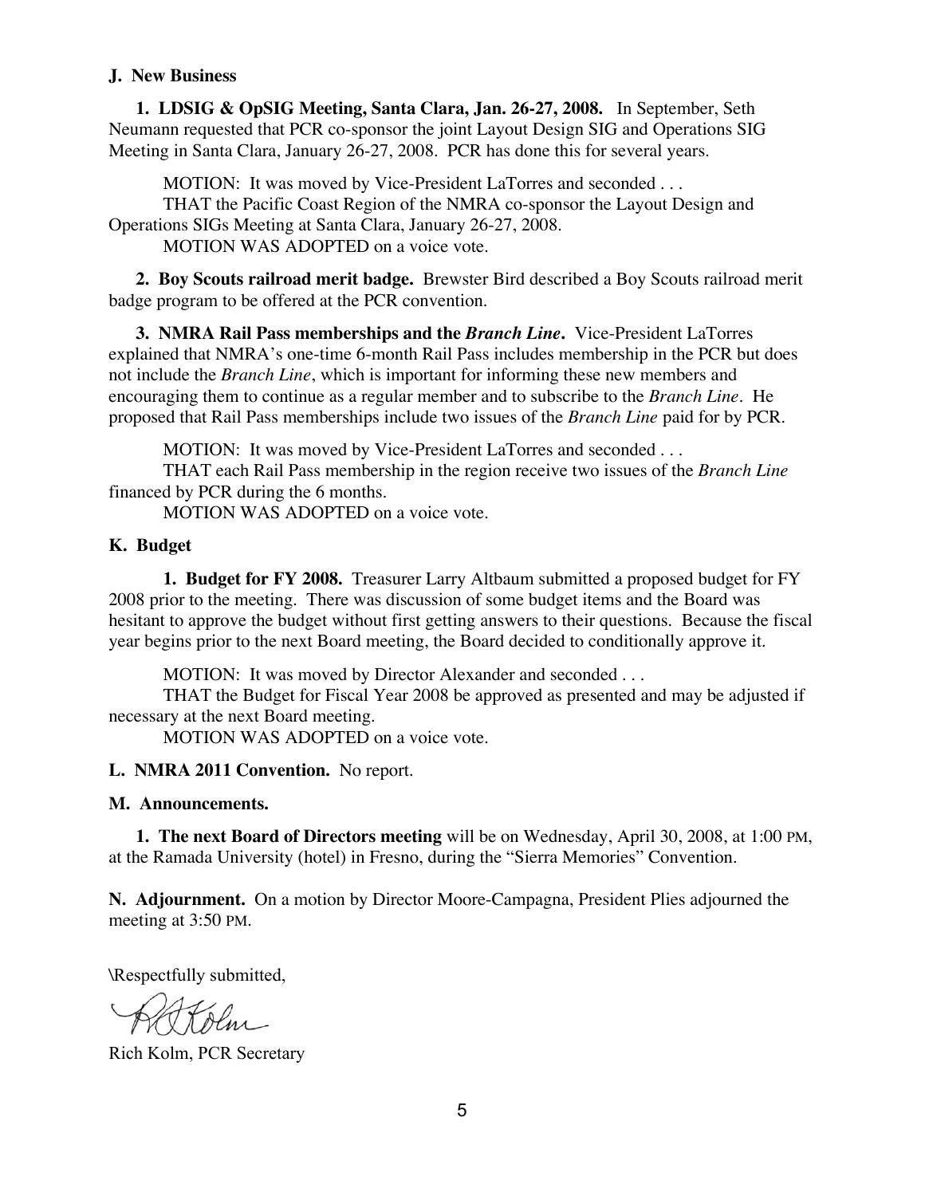**J. New Business**

**1. LDSIG & OpSIG Meeting, Santa Clara, Jan. 26-27, 2008.** In September, Seth Neumann requested that PCR co-sponsor the joint Layout Design SIG and Operations SIG Meeting in Santa Clara, January 26-27, 2008. PCR has done this for several years.

MOTION: It was moved by Vice-President LaTorres and seconded . . .
THAT the Pacific Coast Region of the NMRA co-sponsor the Layout Design and Operations SIGs Meeting at Santa Clara, January 26-27, 2008.
MOTION WAS ADOPTED on a voice vote.

**2. Boy Scouts railroad merit badge.** Brewster Bird described a Boy Scouts railroad merit badge program to be offered at the PCR convention.

**3. NMRA Rail Pass memberships and the *Branch Line*.** Vice-President LaTorres explained that NMRA's one-time 6-month Rail Pass includes membership in the PCR but does not include the *Branch Line*, which is important for informing these new members and encouraging them to continue as a regular member and to subscribe to the *Branch Line*. He proposed that Rail Pass memberships include two issues of the *Branch Line* paid for by PCR.

MOTION: It was moved by Vice-President LaTorres and seconded . . .
THAT each Rail Pass membership in the region receive two issues of the *Branch Line* financed by PCR during the 6 months.
MOTION WAS ADOPTED on a voice vote.

**K. Budget**

**1. Budget for FY 2008.** Treasurer Larry Altbaum submitted a proposed budget for FY 2008 prior to the meeting. There was discussion of some budget items and the Board was hesitant to approve the budget without first getting answers to their questions. Because the fiscal year begins prior to the next Board meeting, the Board decided to conditionally approve it.

MOTION: It was moved by Director Alexander and seconded . . .
THAT the Budget for Fiscal Year 2008 be approved as presented and may be adjusted if necessary at the next Board meeting.
MOTION WAS ADOPTED on a voice vote.

**L. NMRA 2011 Convention.** No report.

**M. Announcements.**

**1. The next Board of Directors meeting** will be on Wednesday, April 30, 2008, at 1:00 PM, at the Ramada University (hotel) in Fresno, during the "Sierra Memories" Convention.

**N. Adjournment.** On a motion by Director Moore-Campagna, President Plies adjourned the meeting at 3:50 PM.

\Respectfully submitted,

Rich Kolm, PCR Secretary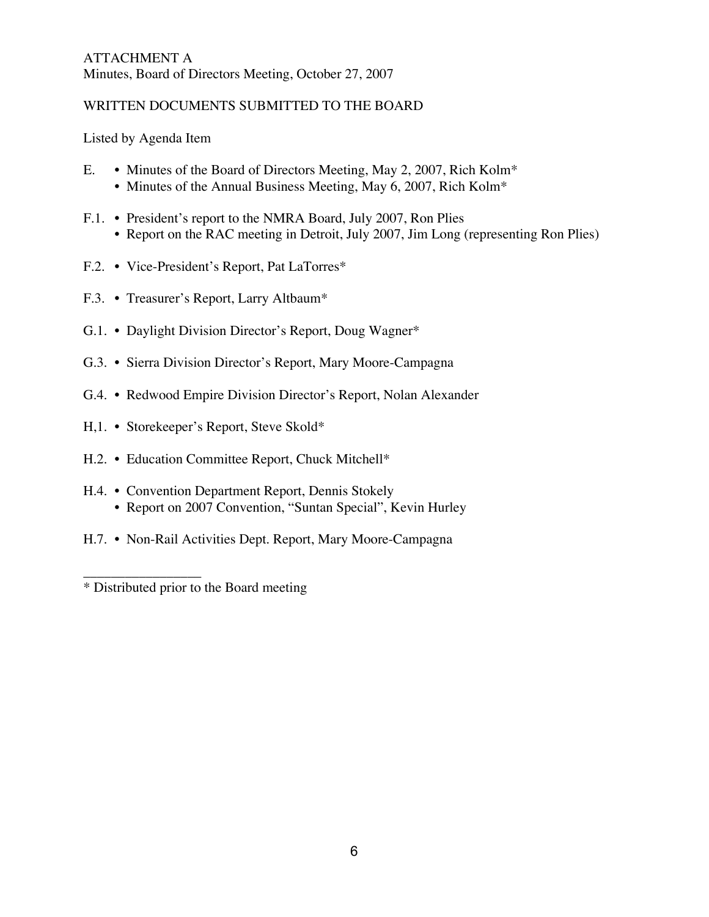ATTACHMENT A
Minutes, Board of Directors Meeting, October 27, 2007

WRITTEN DOCUMENTS SUBMITTED TO THE BOARD

Listed by Agenda Item

E.
- Minutes of the Board of Directors Meeting, May 2, 2007, Rich Kolm*
- Minutes of the Annual Business Meeting, May 6, 2007, Rich Kolm*

F.1.
- President's report to the NMRA Board, July 2007, Ron Plies
- Report on the RAC meeting in Detroit, July 2007, Jim Long (representing Ron Plies)

F.2.
- Vice-President's Report, Pat LaTorres*

F.3.
- Treasurer's Report, Larry Altbaum*

G.1.
- Daylight Division Director's Report, Doug Wagner*

G.3.
- Sierra Division Director's Report, Mary Moore-Campagna

G.4.
- Redwood Empire Division Director's Report, Nolan Alexander

H,1.
- Storekeeper's Report, Steve Skold*

H.2.
- Education Committee Report, Chuck Mitchell*

H.4.
- Convention Department Report, Dennis Stokely
- Report on 2007 Convention, "Suntan Special", Kevin Hurley

H.7.
- Non-Rail Activities Dept. Report, Mary Moore-Campagna

---

* Distributed prior to the Board meeting